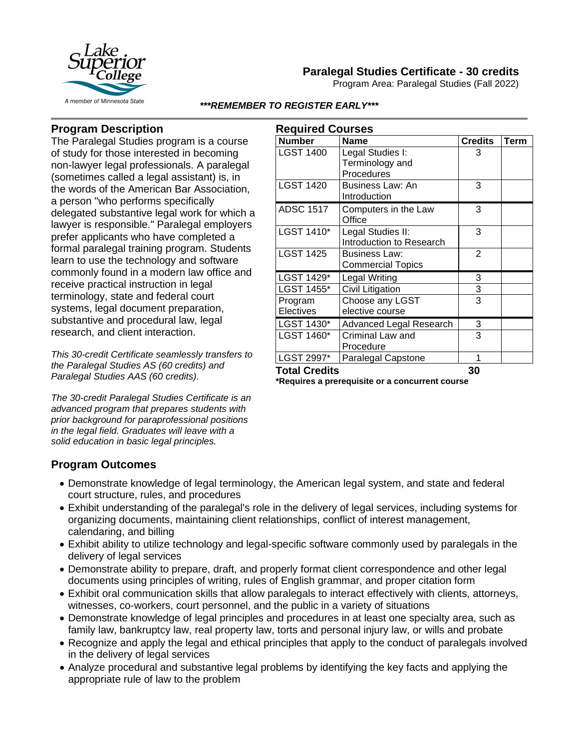# Paralegal Studies Certificate - 30 credits

Program Area: Paralegal Studies (Fall 2022)

***REMEMBER TO REGISTER EARLY***

## Program Description

The Paralegal Studies program is a course of study for those interested in becoming non-lawyer legal professionals. A paralegal (sometimes called a legal assistant) is, in the words of the American Bar Association, a person "who performs specifically delegated substantive legal work for which a lawyer is responsible." Paralegal employers prefer applicants who have completed a formal paralegal training program. Students learn to use the technology and software commonly found in a modern law office and receive practical instruction in legal terminology, state and federal court systems, legal document preparation, substantive and procedural law, legal research, and client interaction.

*This 30-credit Certificate seamlessly transfers to the Paralegal Studies AS (60 credits) and Paralegal Studies AAS (60 credits).*

*The 30-credit Paralegal Studies Certificate is an advanced program that prepares students with prior background for paraprofessional positions in the legal field. Graduates will leave with a solid education in basic legal principles.*

## Required Courses

| Number | Name | Credits | Term |
|---|---|---|---|
| LGST 1400 | Legal Studies I: Terminology and Procedures | 3 | |
| LGST 1420 | Business Law: An Introduction | 3 | |
| ADSC 1517 | Computers in the Law Office | 3 | |
| LGST 1410* | Legal Studies II: Introduction to Research | 3 | |
| LGST 1425 | Business Law: Commercial Topics | 2 | |
| LGST 1429* | Legal Writing | 3 | |
| LGST 1455* | Civil Litigation | 3 | |
| Program Electives | Choose any LGST elective course | 3 | |
| LGST 1430* | Advanced Legal Research | 3 | |
| LGST 1460* | Criminal Law and Procedure | 3 | |
| LGST 2997* | Paralegal Capstone | 1 | |
| **Total Credits** | | **30** | |

**\*Requires a prerequisite or a concurrent course**

## Program Outcomes

- Demonstrate knowledge of legal terminology, the American legal system, and state and federal court structure, rules, and procedures
- Exhibit understanding of the paralegal's role in the delivery of legal services, including systems for organizing documents, maintaining client relationships, conflict of interest management, calendaring, and billing
- Exhibit ability to utilize technology and legal-specific software commonly used by paralegals in the delivery of legal services
- Demonstrate ability to prepare, draft, and properly format client correspondence and other legal documents using principles of writing, rules of English grammar, and proper citation form
- Exhibit oral communication skills that allow paralegals to interact effectively with clients, attorneys, witnesses, co-workers, court personnel, and the public in a variety of situations
- Demonstrate knowledge of legal principles and procedures in at least one specialty area, such as family law, bankruptcy law, real property law, torts and personal injury law, or wills and probate
- Recognize and apply the legal and ethical principles that apply to the conduct of paralegals involved in the delivery of legal services
- Analyze procedural and substantive legal problems by identifying the key facts and applying the appropriate rule of law to the problem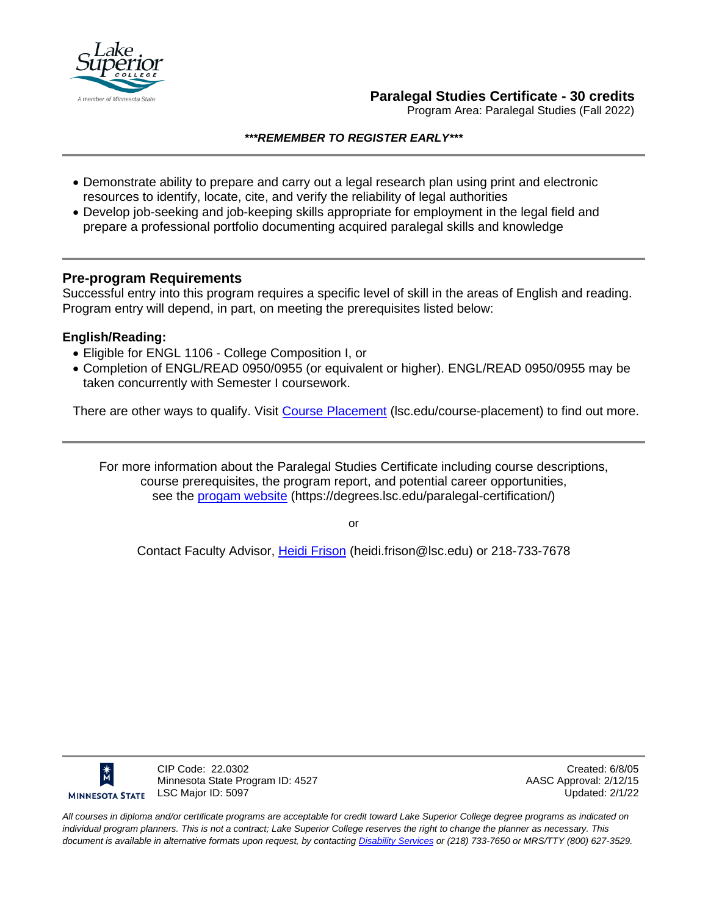**Paralegal Studies Certificate - 30 credits**
Program Area: Paralegal Studies (Fall 2022)

***REMEMBER TO REGISTER EARLY***

- Demonstrate ability to prepare and carry out a legal research plan using print and electronic resources to identify, locate, cite, and verify the reliability of legal authorities
- Develop job-seeking and job-keeping skills appropriate for employment in the legal field and prepare a professional portfolio documenting acquired paralegal skills and knowledge

## Pre-program Requirements

Successful entry into this program requires a specific level of skill in the areas of English and reading. Program entry will depend, in part, on meeting the prerequisites listed below:

### English/Reading:

- Eligible for ENGL 1106 - College Composition I, or
- Completion of ENGL/READ 0950/0955 (or equivalent or higher). ENGL/READ 0950/0955 may be taken concurrently with Semester I coursework.

There are other ways to qualify. Visit Course Placement (lsc.edu/course-placement) to find out more.

For more information about the Paralegal Studies Certificate including course descriptions, course prerequisites, the program report, and potential career opportunities, see the progam website (https://degrees.lsc.edu/paralegal-certification/)

or

Contact Faculty Advisor, Heidi Frison (heidi.frison@lsc.edu) or 218-733-7678

CIP Code: 22.0302
Minnesota State Program ID: 4527
LSC Major ID: 5097

Created: 6/8/05
AASC Approval: 2/12/15
Updated: 2/1/22

*All courses in diploma and/or certificate programs are acceptable for credit toward Lake Superior College degree programs as indicated on individual program planners. This is not a contract; Lake Superior College reserves the right to change the planner as necessary. This document is available in alternative formats upon request, by contacting Disability Services or (218) 733-7650 or MRS/TTY (800) 627-3529.*